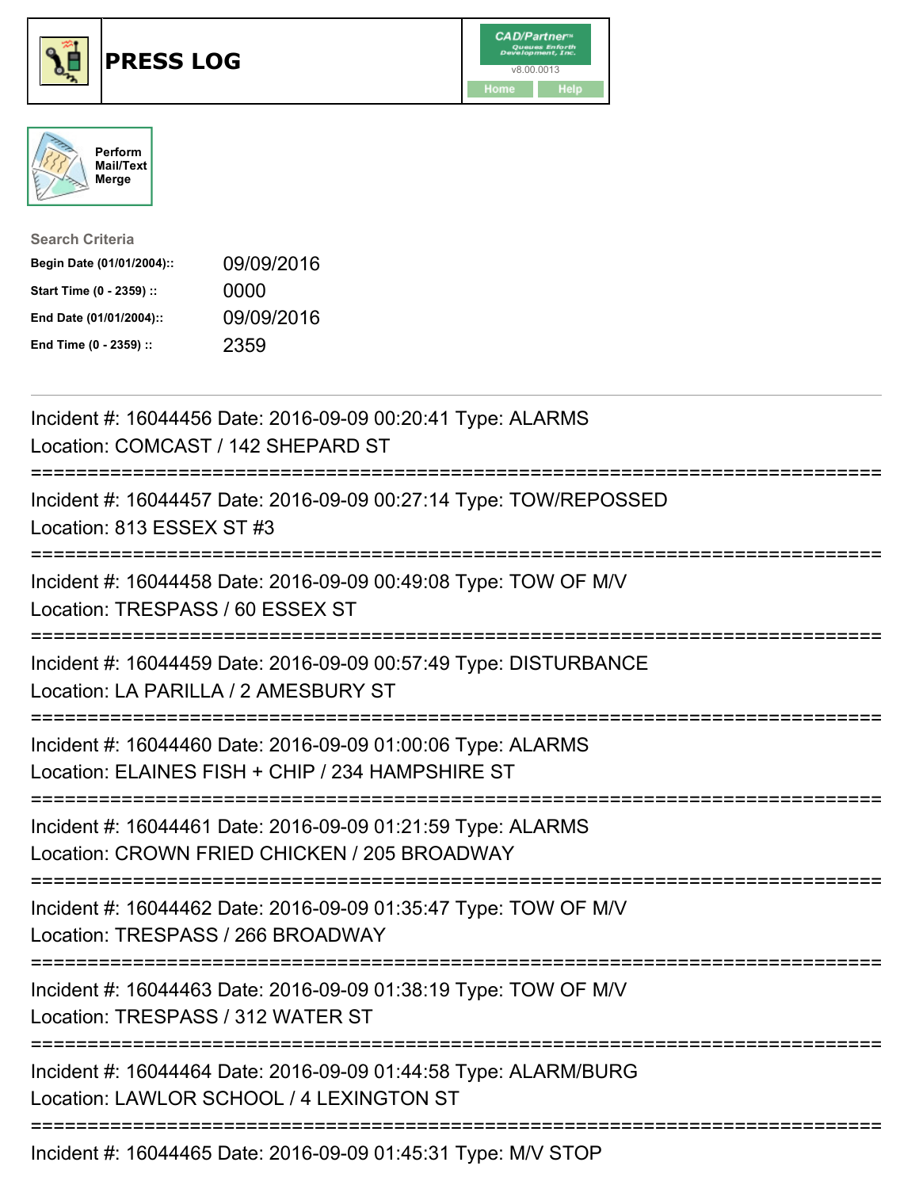# PRESS LOG

CAD/Partner v8.00.0013

Home Help

Perform Mail/Text Merge

**Search Criteria**

| | |
|---|---|
| **Begin Date (01/01/2004)::** | 09/09/2016 |
| **Start Time (0 - 2359) ::** | 0000 |
| **End Date (01/01/2004)::** | 09/09/2016 |
| **End Time (0 - 2359) ::** | 2359 |

---

Incident #: 16044456 Date: 2016-09-09 00:20:41 Type: ALARMS
Location: COMCAST / 142 SHEPARD ST

===========================================================================

Incident #: 16044457 Date: 2016-09-09 00:27:14 Type: TOW/REPOSSED
Location: 813 ESSEX ST #3

===========================================================================

Incident #: 16044458 Date: 2016-09-09 00:49:08 Type: TOW OF M/V
Location: TRESPASS / 60 ESSEX ST

===========================================================================

Incident #: 16044459 Date: 2016-09-09 00:57:49 Type: DISTURBANCE
Location: LA PARILLA / 2 AMESBURY ST

===========================================================================

Incident #: 16044460 Date: 2016-09-09 01:00:06 Type: ALARMS
Location: ELAINES FISH + CHIP / 234 HAMPSHIRE ST

===========================================================================

Incident #: 16044461 Date: 2016-09-09 01:21:59 Type: ALARMS
Location: CROWN FRIED CHICKEN / 205 BROADWAY

===========================================================================

Incident #: 16044462 Date: 2016-09-09 01:35:47 Type: TOW OF M/V
Location: TRESPASS / 266 BROADWAY

===========================================================================

Incident #: 16044463 Date: 2016-09-09 01:38:19 Type: TOW OF M/V
Location: TRESPASS / 312 WATER ST

===========================================================================

Incident #: 16044464 Date: 2016-09-09 01:44:58 Type: ALARM/BURG
Location: LAWLOR SCHOOL / 4 LEXINGTON ST

===========================================================================

Incident #: 16044465 Date: 2016-09-09 01:45:31 Type: M/V STOP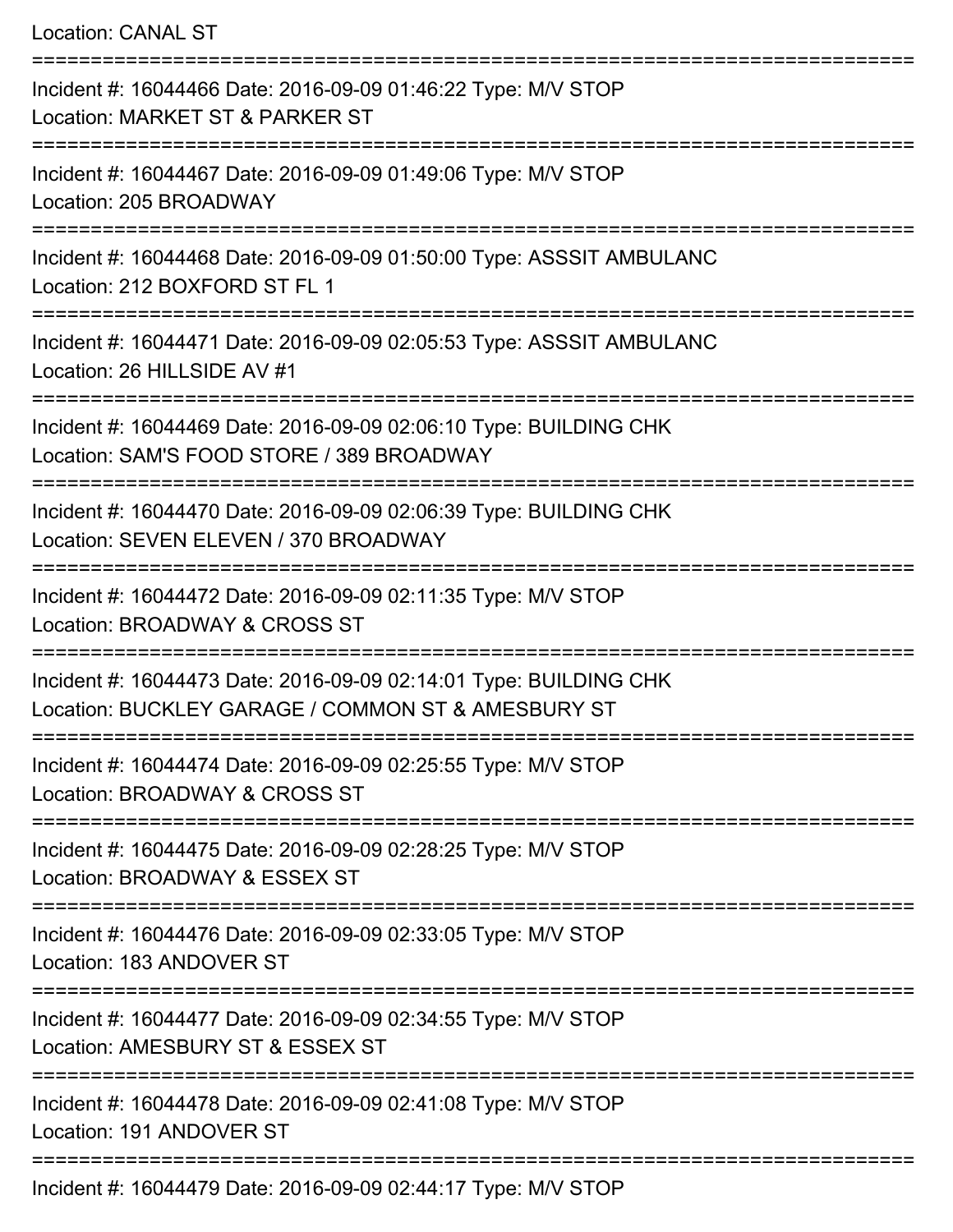Location: CANAL ST

===========================================================================

Incident #: 16044466 Date: 2016-09-09 01:46:22 Type: M/V STOP

Location: MARKET ST & PARKER ST

===========================================================================

Incident #: 16044467 Date: 2016-09-09 01:49:06 Type: M/V STOP

Location: 205 BROADWAY

===========================================================================

Incident #: 16044468 Date: 2016-09-09 01:50:00 Type: ASSSIT AMBULANC

Location: 212 BOXFORD ST FL 1

===========================================================================

Incident #: 16044471 Date: 2016-09-09 02:05:53 Type: ASSSIT AMBULANC

Location: 26 HILLSIDE AV #1

===========================================================================

Incident #: 16044469 Date: 2016-09-09 02:06:10 Type: BUILDING CHK

Location: SAM'S FOOD STORE / 389 BROADWAY

===========================================================================

Incident #: 16044470 Date: 2016-09-09 02:06:39 Type: BUILDING CHK

Location: SEVEN ELEVEN / 370 BROADWAY

===========================================================================

Incident #: 16044472 Date: 2016-09-09 02:11:35 Type: M/V STOP

Location: BROADWAY & CROSS ST

===========================================================================

Incident #: 16044473 Date: 2016-09-09 02:14:01 Type: BUILDING CHK

Location: BUCKLEY GARAGE / COMMON ST & AMESBURY ST

===========================================================================

Incident #: 16044474 Date: 2016-09-09 02:25:55 Type: M/V STOP

Location: BROADWAY & CROSS ST

===========================================================================

Incident #: 16044475 Date: 2016-09-09 02:28:25 Type: M/V STOP

Location: BROADWAY & ESSEX ST

===========================================================================

Incident #: 16044476 Date: 2016-09-09 02:33:05 Type: M/V STOP

Location: 183 ANDOVER ST

===========================================================================

Incident #: 16044477 Date: 2016-09-09 02:34:55 Type: M/V STOP

Location: AMESBURY ST & ESSEX ST

===========================================================================

Incident #: 16044478 Date: 2016-09-09 02:41:08 Type: M/V STOP

Location: 191 ANDOVER ST

===========================================================================

Incident #: 16044479 Date: 2016-09-09 02:44:17 Type: M/V STOP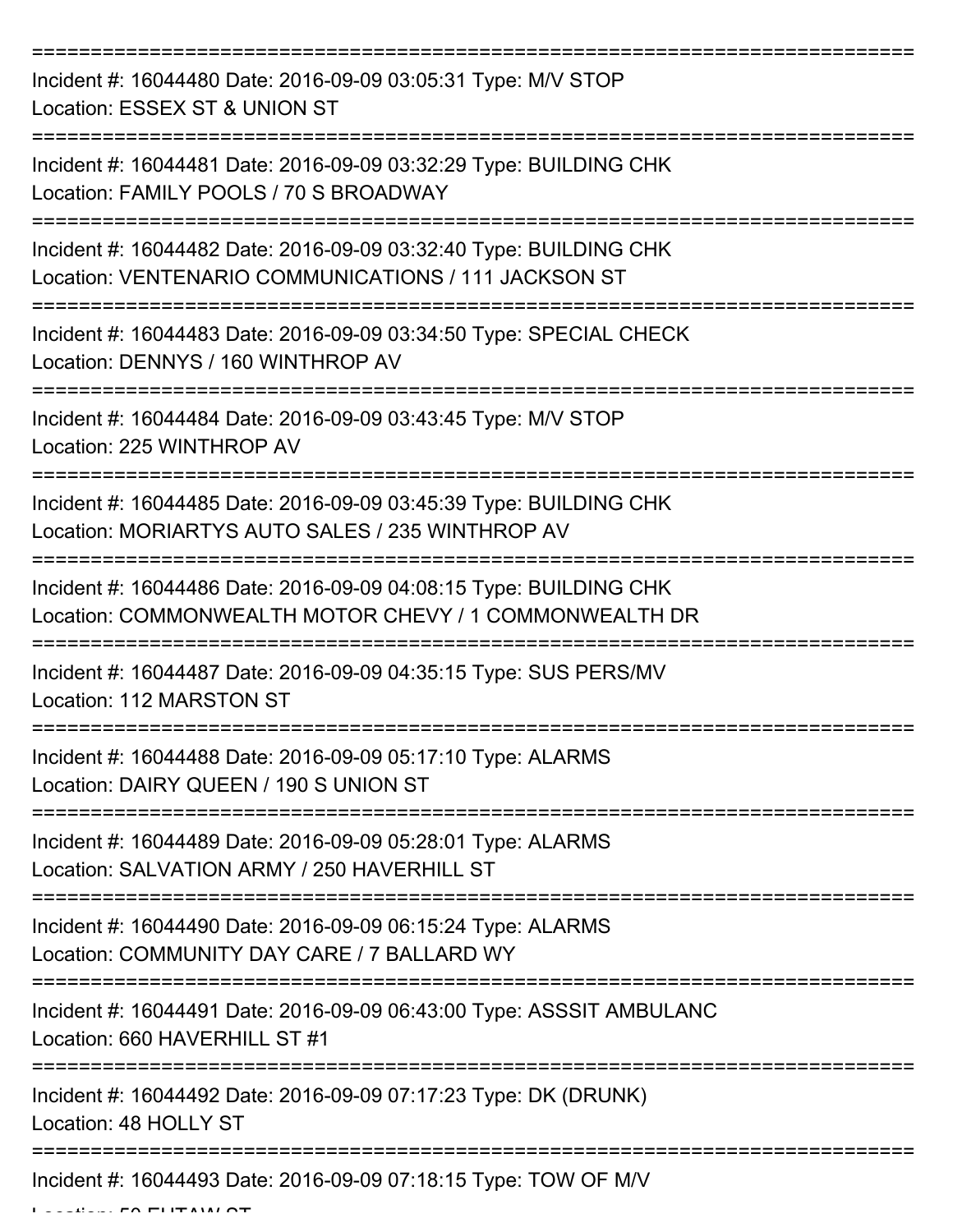===========================================================================

Incident #: 16044480 Date: 2016-09-09 03:05:31 Type: M/V STOP
Location: ESSEX ST & UNION ST

===========================================================================

Incident #: 16044481 Date: 2016-09-09 03:32:29 Type: BUILDING CHK
Location: FAMILY POOLS / 70 S BROADWAY

===========================================================================

Incident #: 16044482 Date: 2016-09-09 03:32:40 Type: BUILDING CHK
Location: VENTENARIO COMMUNICATIONS / 111 JACKSON ST

===========================================================================

Incident #: 16044483 Date: 2016-09-09 03:34:50 Type: SPECIAL CHECK
Location: DENNYS / 160 WINTHROP AV

===========================================================================

Incident #: 16044484 Date: 2016-09-09 03:43:45 Type: M/V STOP
Location: 225 WINTHROP AV

===========================================================================

Incident #: 16044485 Date: 2016-09-09 03:45:39 Type: BUILDING CHK
Location: MORIARTYS AUTO SALES / 235 WINTHROP AV

===========================================================================

Incident #: 16044486 Date: 2016-09-09 04:08:15 Type: BUILDING CHK
Location: COMMONWEALTH MOTOR CHEVY / 1 COMMONWEALTH DR

===========================================================================

Incident #: 16044487 Date: 2016-09-09 04:35:15 Type: SUS PERS/MV
Location: 112 MARSTON ST

===========================================================================

Incident #: 16044488 Date: 2016-09-09 05:17:10 Type: ALARMS
Location: DAIRY QUEEN / 190 S UNION ST

===========================================================================

Incident #: 16044489 Date: 2016-09-09 05:28:01 Type: ALARMS
Location: SALVATION ARMY / 250 HAVERHILL ST

===========================================================================

Incident #: 16044490 Date: 2016-09-09 06:15:24 Type: ALARMS
Location: COMMUNITY DAY CARE / 7 BALLARD WY

===========================================================================

Incident #: 16044491 Date: 2016-09-09 06:43:00 Type: ASSSIT AMBULANC
Location: 660 HAVERHILL ST #1

===========================================================================

Incident #: 16044492 Date: 2016-09-09 07:17:23 Type: DK (DRUNK)
Location: 48 HOLLY ST

===========================================================================

Incident #: 16044493 Date: 2016-09-09 07:18:15 Type: TOW OF M/V
Location: 50 EUTAW ST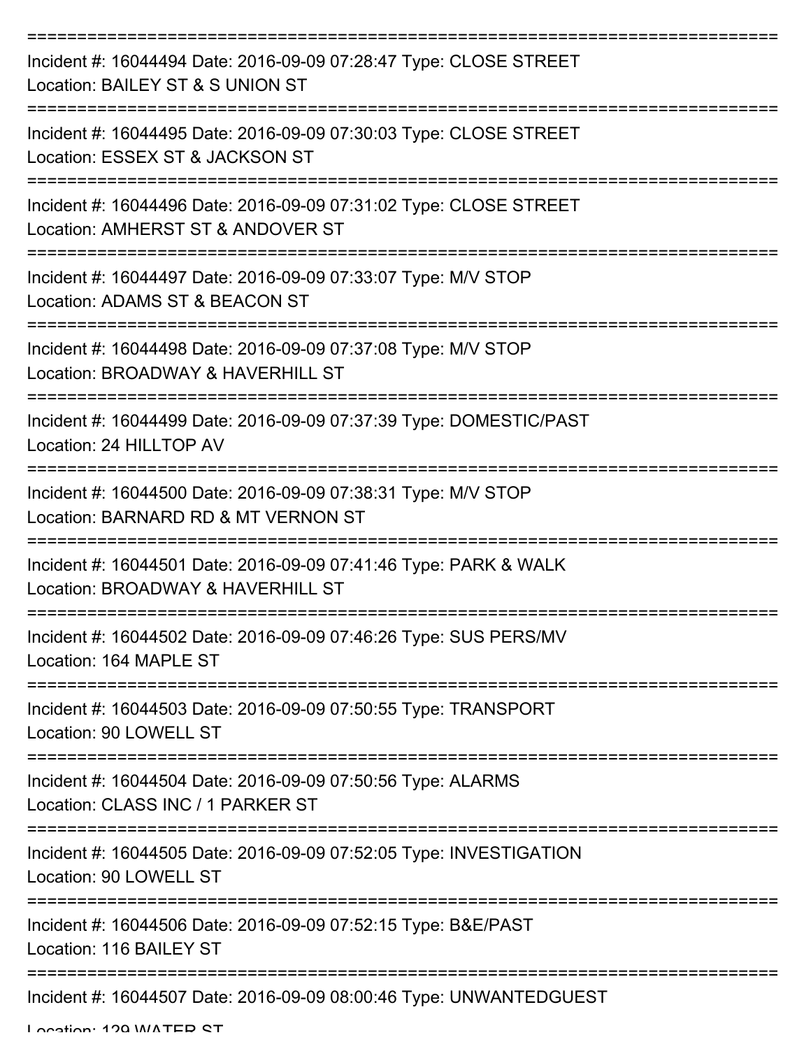===========================================================================

Incident #: 16044494 Date: 2016-09-09 07:28:47 Type: CLOSE STREET
Location: BAILEY ST & S UNION ST

===========================================================================

Incident #: 16044495 Date: 2016-09-09 07:30:03 Type: CLOSE STREET
Location: ESSEX ST & JACKSON ST

===========================================================================

Incident #: 16044496 Date: 2016-09-09 07:31:02 Type: CLOSE STREET
Location: AMHERST ST & ANDOVER ST

===========================================================================

Incident #: 16044497 Date: 2016-09-09 07:33:07 Type: M/V STOP
Location: ADAMS ST & BEACON ST

===========================================================================

Incident #: 16044498 Date: 2016-09-09 07:37:08 Type: M/V STOP
Location: BROADWAY & HAVERHILL ST

===========================================================================

Incident #: 16044499 Date: 2016-09-09 07:37:39 Type: DOMESTIC/PAST
Location: 24 HILLTOP AV

===========================================================================

Incident #: 16044500 Date: 2016-09-09 07:38:31 Type: M/V STOP
Location: BARNARD RD & MT VERNON ST

===========================================================================

Incident #: 16044501 Date: 2016-09-09 07:41:46 Type: PARK & WALK
Location: BROADWAY & HAVERHILL ST

===========================================================================

Incident #: 16044502 Date: 2016-09-09 07:46:26 Type: SUS PERS/MV
Location: 164 MAPLE ST

===========================================================================

Incident #: 16044503 Date: 2016-09-09 07:50:55 Type: TRANSPORT
Location: 90 LOWELL ST

===========================================================================

Incident #: 16044504 Date: 2016-09-09 07:50:56 Type: ALARMS
Location: CLASS INC / 1 PARKER ST

===========================================================================

Incident #: 16044505 Date: 2016-09-09 07:52:05 Type: INVESTIGATION
Location: 90 LOWELL ST

===========================================================================

Incident #: 16044506 Date: 2016-09-09 07:52:15 Type: B&E/PAST
Location: 116 BAILEY ST

===========================================================================

Incident #: 16044507 Date: 2016-09-09 08:00:46 Type: UNWANTEDGUEST
Location: 129 WATER ST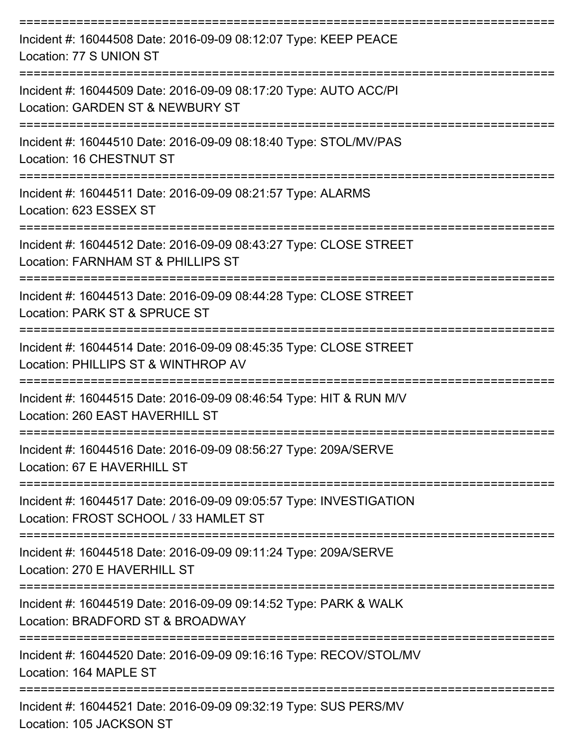===========================================================================

Incident #: 16044508 Date: 2016-09-09 08:12:07 Type: KEEP PEACE
Location: 77 S UNION ST

===========================================================================

Incident #: 16044509 Date: 2016-09-09 08:17:20 Type: AUTO ACC/PI
Location: GARDEN ST & NEWBURY ST

===========================================================================

Incident #: 16044510 Date: 2016-09-09 08:18:40 Type: STOL/MV/PAS
Location: 16 CHESTNUT ST

===========================================================================

Incident #: 16044511 Date: 2016-09-09 08:21:57 Type: ALARMS
Location: 623 ESSEX ST

===========================================================================

Incident #: 16044512 Date: 2016-09-09 08:43:27 Type: CLOSE STREET
Location: FARNHAM ST & PHILLIPS ST

===========================================================================

Incident #: 16044513 Date: 2016-09-09 08:44:28 Type: CLOSE STREET
Location: PARK ST & SPRUCE ST

===========================================================================

Incident #: 16044514 Date: 2016-09-09 08:45:35 Type: CLOSE STREET
Location: PHILLIPS ST & WINTHROP AV

===========================================================================

Incident #: 16044515 Date: 2016-09-09 08:46:54 Type: HIT & RUN M/V
Location: 260 EAST HAVERHILL ST

===========================================================================

Incident #: 16044516 Date: 2016-09-09 08:56:27 Type: 209A/SERVE
Location: 67 E HAVERHILL ST

===========================================================================

Incident #: 16044517 Date: 2016-09-09 09:05:57 Type: INVESTIGATION
Location: FROST SCHOOL / 33 HAMLET ST

===========================================================================

Incident #: 16044518 Date: 2016-09-09 09:11:24 Type: 209A/SERVE
Location: 270 E HAVERHILL ST

===========================================================================

Incident #: 16044519 Date: 2016-09-09 09:14:52 Type: PARK & WALK
Location: BRADFORD ST & BROADWAY

===========================================================================

Incident #: 16044520 Date: 2016-09-09 09:16:16 Type: RECOV/STOL/MV
Location: 164 MAPLE ST

===========================================================================

Incident #: 16044521 Date: 2016-09-09 09:32:19 Type: SUS PERS/MV
Location: 105 JACKSON ST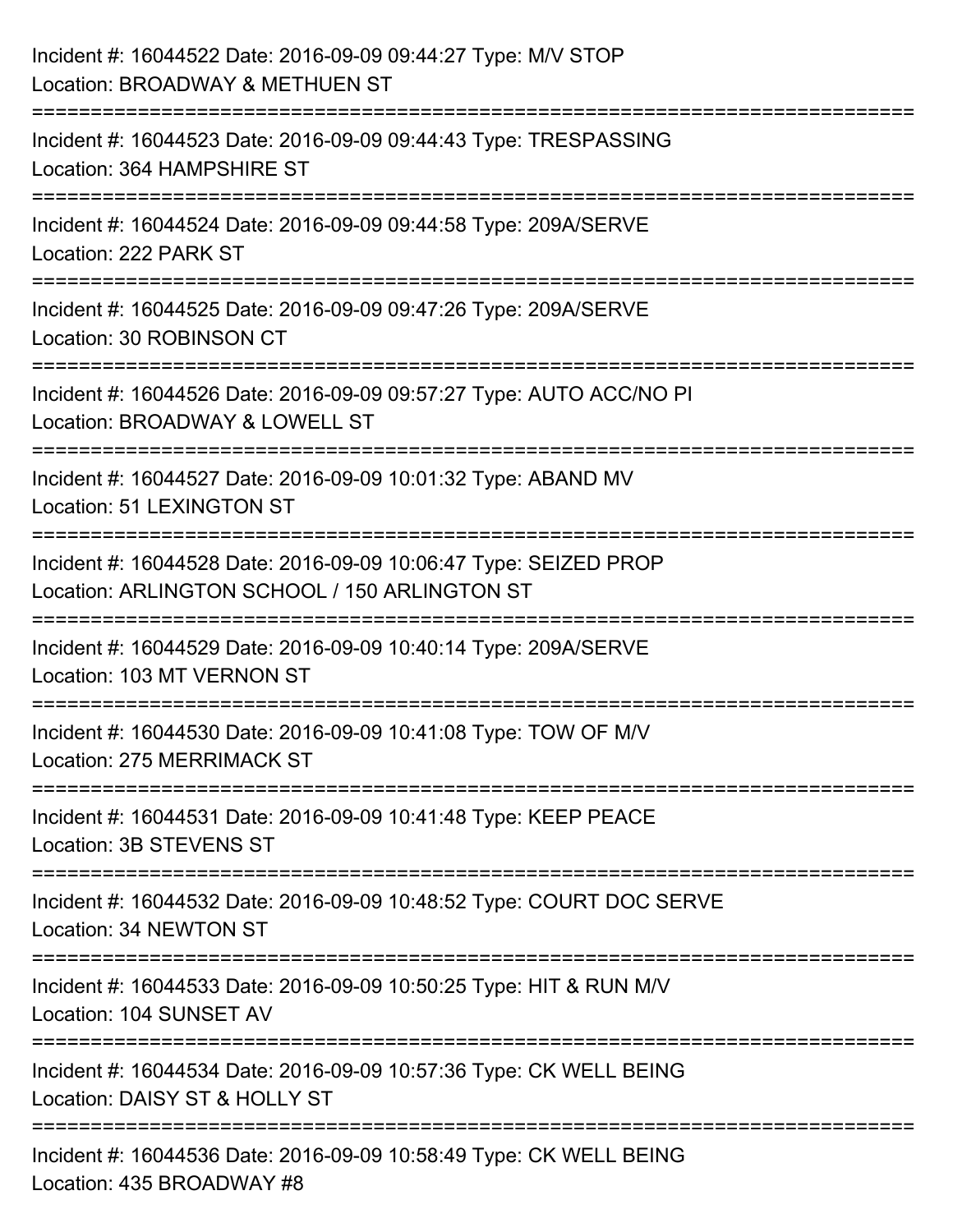Incident #: 16044522 Date: 2016-09-09 09:44:27 Type: M/V STOP
Location: BROADWAY & METHUEN ST

===========================================================================

Incident #: 16044523 Date: 2016-09-09 09:44:43 Type: TRESPASSING
Location: 364 HAMPSHIRE ST

===========================================================================

Incident #: 16044524 Date: 2016-09-09 09:44:58 Type: 209A/SERVE
Location: 222 PARK ST

===========================================================================

Incident #: 16044525 Date: 2016-09-09 09:47:26 Type: 209A/SERVE
Location: 30 ROBINSON CT

===========================================================================

Incident #: 16044526 Date: 2016-09-09 09:57:27 Type: AUTO ACC/NO PI
Location: BROADWAY & LOWELL ST

===========================================================================

Incident #: 16044527 Date: 2016-09-09 10:01:32 Type: ABAND MV
Location: 51 LEXINGTON ST

===========================================================================

Incident #: 16044528 Date: 2016-09-09 10:06:47 Type: SEIZED PROP
Location: ARLINGTON SCHOOL / 150 ARLINGTON ST

===========================================================================

Incident #: 16044529 Date: 2016-09-09 10:40:14 Type: 209A/SERVE
Location: 103 MT VERNON ST

===========================================================================

Incident #: 16044530 Date: 2016-09-09 10:41:08 Type: TOW OF M/V
Location: 275 MERRIMACK ST

===========================================================================

Incident #: 16044531 Date: 2016-09-09 10:41:48 Type: KEEP PEACE
Location: 3B STEVENS ST

===========================================================================

Incident #: 16044532 Date: 2016-09-09 10:48:52 Type: COURT DOC SERVE
Location: 34 NEWTON ST

===========================================================================

Incident #: 16044533 Date: 2016-09-09 10:50:25 Type: HIT & RUN M/V
Location: 104 SUNSET AV

===========================================================================

Incident #: 16044534 Date: 2016-09-09 10:57:36 Type: CK WELL BEING
Location: DAISY ST & HOLLY ST

===========================================================================

Incident #: 16044536 Date: 2016-09-09 10:58:49 Type: CK WELL BEING
Location: 435 BROADWAY #8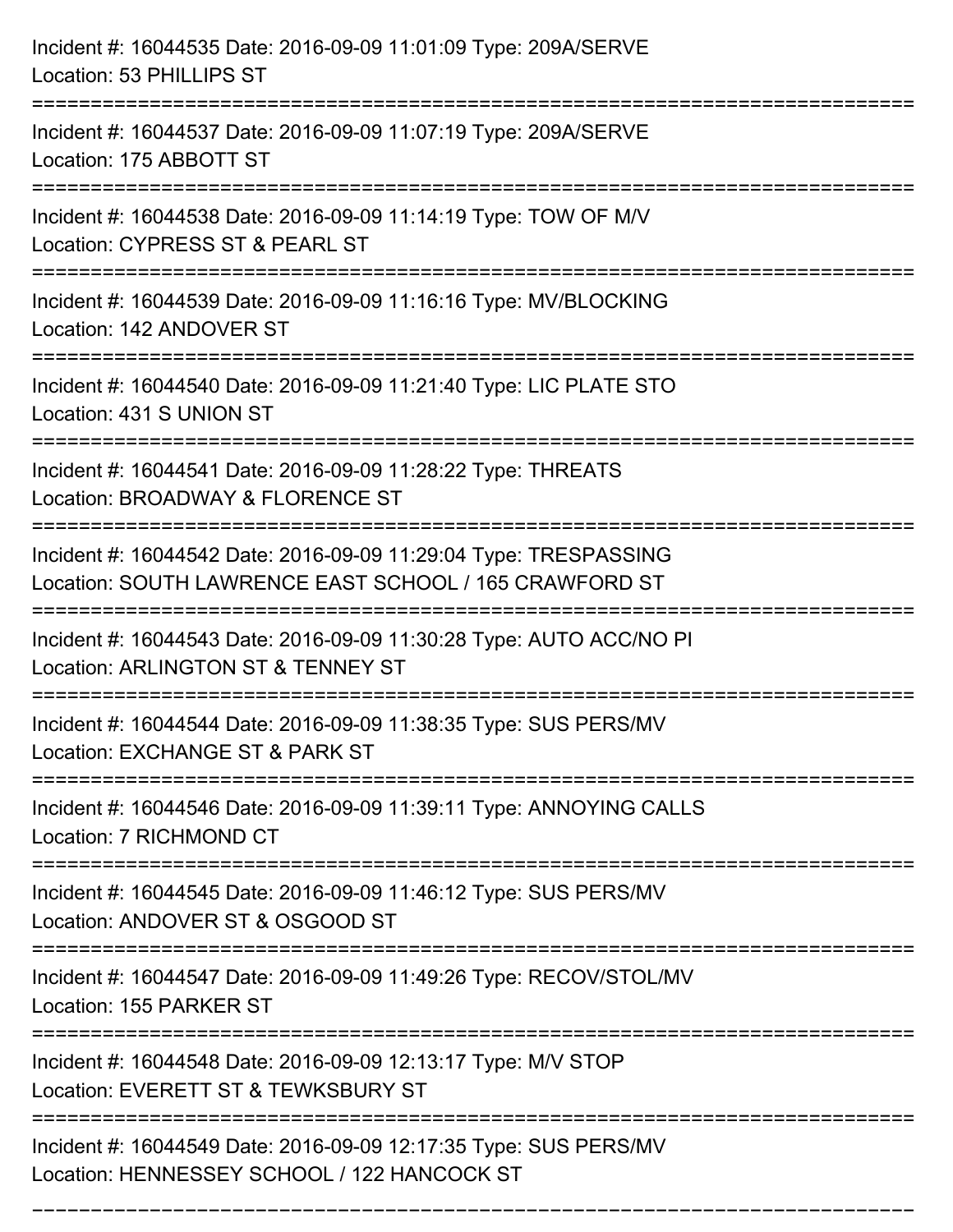Incident #: 16044535 Date: 2016-09-09 11:01:09 Type: 209A/SERVE
Location: 53 PHILLIPS ST

===========================================================================

Incident #: 16044537 Date: 2016-09-09 11:07:19 Type: 209A/SERVE
Location: 175 ABBOTT ST

===========================================================================

Incident #: 16044538 Date: 2016-09-09 11:14:19 Type: TOW OF M/V
Location: CYPRESS ST & PEARL ST

===========================================================================

Incident #: 16044539 Date: 2016-09-09 11:16:16 Type: MV/BLOCKING
Location: 142 ANDOVER ST

===========================================================================

Incident #: 16044540 Date: 2016-09-09 11:21:40 Type: LIC PLATE STO
Location: 431 S UNION ST

===========================================================================

Incident #: 16044541 Date: 2016-09-09 11:28:22 Type: THREATS
Location: BROADWAY & FLORENCE ST

===========================================================================

Incident #: 16044542 Date: 2016-09-09 11:29:04 Type: TRESPASSING
Location: SOUTH LAWRENCE EAST SCHOOL / 165 CRAWFORD ST

===========================================================================

Incident #: 16044543 Date: 2016-09-09 11:30:28 Type: AUTO ACC/NO PI
Location: ARLINGTON ST & TENNEY ST

===========================================================================

Incident #: 16044544 Date: 2016-09-09 11:38:35 Type: SUS PERS/MV
Location: EXCHANGE ST & PARK ST

===========================================================================

Incident #: 16044546 Date: 2016-09-09 11:39:11 Type: ANNOYING CALLS
Location: 7 RICHMOND CT

===========================================================================

Incident #: 16044545 Date: 2016-09-09 11:46:12 Type: SUS PERS/MV
Location: ANDOVER ST & OSGOOD ST

===========================================================================

Incident #: 16044547 Date: 2016-09-09 11:49:26 Type: RECOV/STOL/MV
Location: 155 PARKER ST

===========================================================================

Incident #: 16044548 Date: 2016-09-09 12:13:17 Type: M/V STOP
Location: EVERETT ST & TEWKSBURY ST

===========================================================================

Incident #: 16044549 Date: 2016-09-09 12:17:35 Type: SUS PERS/MV
Location: HENNESSEY SCHOOL / 122 HANCOCK ST

===========================================================================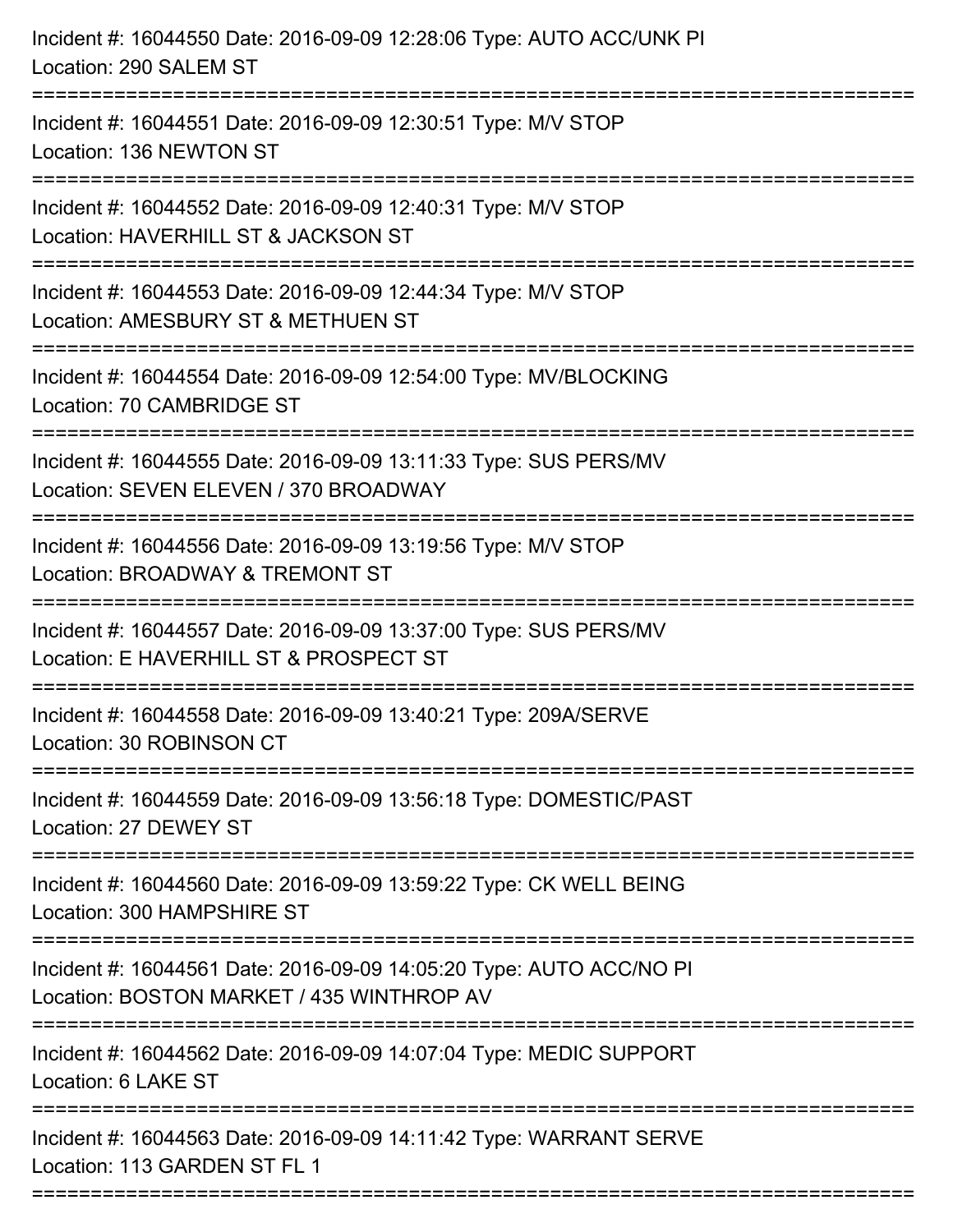Incident #: 16044550 Date: 2016-09-09 12:28:06 Type: AUTO ACC/UNK PI
Location: 290 SALEM ST

===========================================================================

Incident #: 16044551 Date: 2016-09-09 12:30:51 Type: M/V STOP
Location: 136 NEWTON ST

===========================================================================

Incident #: 16044552 Date: 2016-09-09 12:40:31 Type: M/V STOP
Location: HAVERHILL ST & JACKSON ST

===========================================================================

Incident #: 16044553 Date: 2016-09-09 12:44:34 Type: M/V STOP
Location: AMESBURY ST & METHUEN ST

===========================================================================

Incident #: 16044554 Date: 2016-09-09 12:54:00 Type: MV/BLOCKING
Location: 70 CAMBRIDGE ST

===========================================================================

Incident #: 16044555 Date: 2016-09-09 13:11:33 Type: SUS PERS/MV
Location: SEVEN ELEVEN / 370 BROADWAY

===========================================================================

Incident #: 16044556 Date: 2016-09-09 13:19:56 Type: M/V STOP
Location: BROADWAY & TREMONT ST

===========================================================================

Incident #: 16044557 Date: 2016-09-09 13:37:00 Type: SUS PERS/MV
Location: E HAVERHILL ST & PROSPECT ST

===========================================================================

Incident #: 16044558 Date: 2016-09-09 13:40:21 Type: 209A/SERVE
Location: 30 ROBINSON CT

===========================================================================

Incident #: 16044559 Date: 2016-09-09 13:56:18 Type: DOMESTIC/PAST
Location: 27 DEWEY ST

===========================================================================

Incident #: 16044560 Date: 2016-09-09 13:59:22 Type: CK WELL BEING
Location: 300 HAMPSHIRE ST

===========================================================================

Incident #: 16044561 Date: 2016-09-09 14:05:20 Type: AUTO ACC/NO PI
Location: BOSTON MARKET / 435 WINTHROP AV

===========================================================================

Incident #: 16044562 Date: 2016-09-09 14:07:04 Type: MEDIC SUPPORT
Location: 6 LAKE ST

===========================================================================

Incident #: 16044563 Date: 2016-09-09 14:11:42 Type: WARRANT SERVE
Location: 113 GARDEN ST FL 1

===========================================================================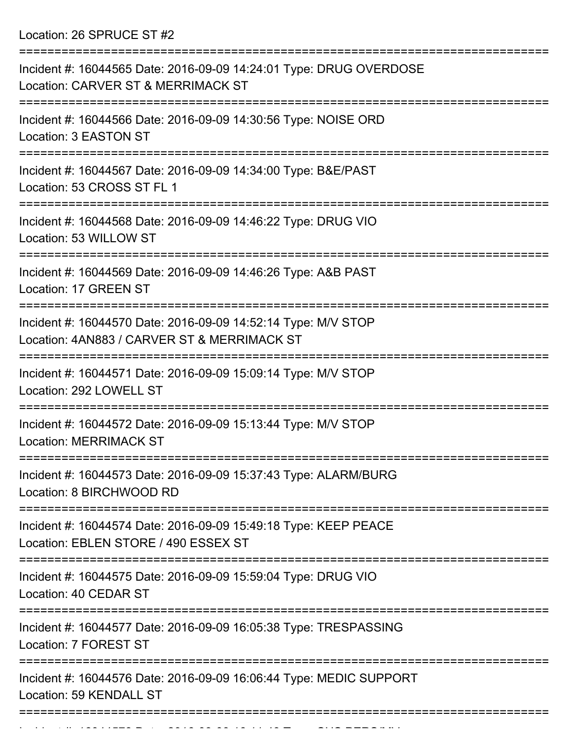Location: 26 SPRUCE ST #2

===========================================================================

Incident #: 16044565 Date: 2016-09-09 14:24:01 Type: DRUG OVERDOSE
Location: CARVER ST & MERRIMACK ST

===========================================================================

Incident #: 16044566 Date: 2016-09-09 14:30:56 Type: NOISE ORD
Location: 3 EASTON ST

===========================================================================

Incident #: 16044567 Date: 2016-09-09 14:34:00 Type: B&E/PAST
Location: 53 CROSS ST FL 1

===========================================================================

Incident #: 16044568 Date: 2016-09-09 14:46:22 Type: DRUG VIO
Location: 53 WILLOW ST

===========================================================================

Incident #: 16044569 Date: 2016-09-09 14:46:26 Type: A&B PAST
Location: 17 GREEN ST

===========================================================================

Incident #: 16044570 Date: 2016-09-09 14:52:14 Type: M/V STOP
Location: 4AN883 / CARVER ST & MERRIMACK ST

===========================================================================

Incident #: 16044571 Date: 2016-09-09 15:09:14 Type: M/V STOP
Location: 292 LOWELL ST

===========================================================================

Incident #: 16044572 Date: 2016-09-09 15:13:44 Type: M/V STOP
Location: MERRIMACK ST

===========================================================================

Incident #: 16044573 Date: 2016-09-09 15:37:43 Type: ALARM/BURG
Location: 8 BIRCHWOOD RD

===========================================================================

Incident #: 16044574 Date: 2016-09-09 15:49:18 Type: KEEP PEACE
Location: EBLEN STORE / 490 ESSEX ST

===========================================================================

Incident #: 16044575 Date: 2016-09-09 15:59:04 Type: DRUG VIO
Location: 40 CEDAR ST

===========================================================================

Incident #: 16044577 Date: 2016-09-09 16:05:38 Type: TRESPASSING
Location: 7 FOREST ST

===========================================================================

Incident #: 16044576 Date: 2016-09-09 16:06:44 Type: MEDIC SUPPORT
Location: 59 KENDALL ST

===========================================================================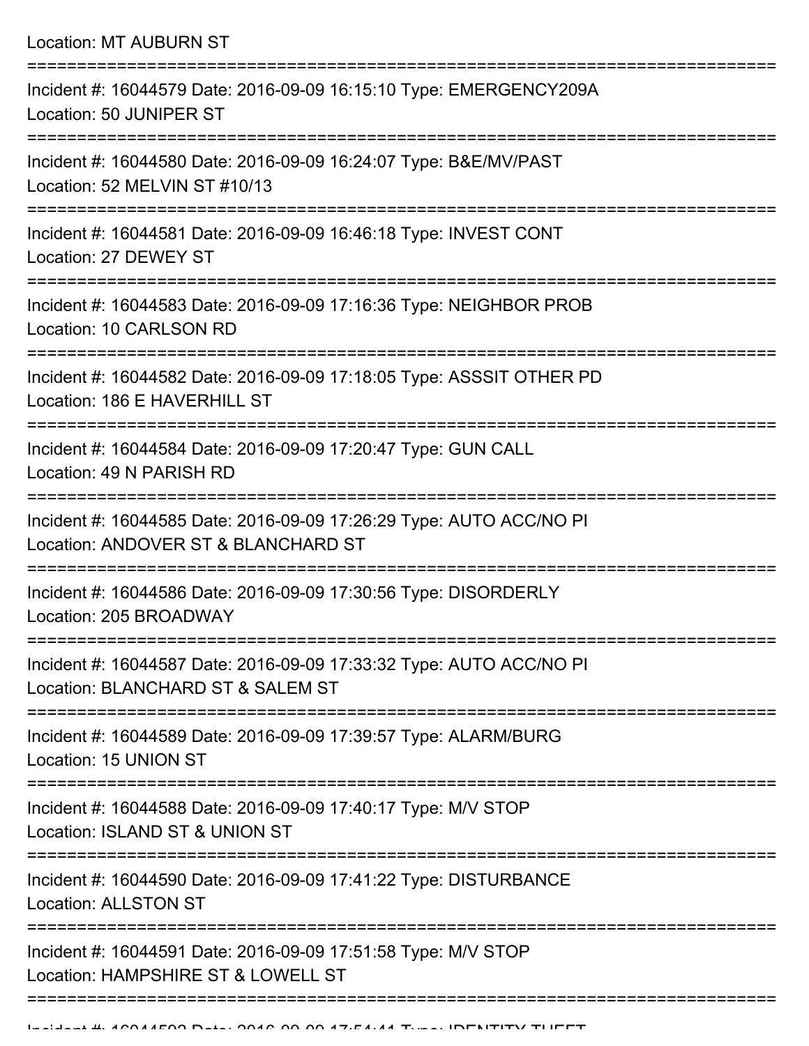Location: MT AUBURN ST

===========================================================================

Incident #: 16044579 Date: 2016-09-09 16:15:10 Type: EMERGENCY209A
Location: 50 JUNIPER ST

===========================================================================

Incident #: 16044580 Date: 2016-09-09 16:24:07 Type: B&E/MV/PAST
Location: 52 MELVIN ST #10/13

===========================================================================

Incident #: 16044581 Date: 2016-09-09 16:46:18 Type: INVEST CONT
Location: 27 DEWEY ST

===========================================================================

Incident #: 16044583 Date: 2016-09-09 17:16:36 Type: NEIGHBOR PROB
Location: 10 CARLSON RD

===========================================================================

Incident #: 16044582 Date: 2016-09-09 17:18:05 Type: ASSSIT OTHER PD
Location: 186 E HAVERHILL ST

===========================================================================

Incident #: 16044584 Date: 2016-09-09 17:20:47 Type: GUN CALL
Location: 49 N PARISH RD

===========================================================================

Incident #: 16044585 Date: 2016-09-09 17:26:29 Type: AUTO ACC/NO PI
Location: ANDOVER ST & BLANCHARD ST

===========================================================================

Incident #: 16044586 Date: 2016-09-09 17:30:56 Type: DISORDERLY
Location: 205 BROADWAY

===========================================================================

Incident #: 16044587 Date: 2016-09-09 17:33:32 Type: AUTO ACC/NO PI
Location: BLANCHARD ST & SALEM ST

===========================================================================

Incident #: 16044589 Date: 2016-09-09 17:39:57 Type: ALARM/BURG
Location: 15 UNION ST

===========================================================================

Incident #: 16044588 Date: 2016-09-09 17:40:17 Type: M/V STOP
Location: ISLAND ST & UNION ST

===========================================================================

Incident #: 16044590 Date: 2016-09-09 17:41:22 Type: DISTURBANCE
Location: ALLSTON ST

===========================================================================

Incident #: 16044591 Date: 2016-09-09 17:51:58 Type: M/V STOP
Location: HAMPSHIRE ST & LOWELL ST

===========================================================================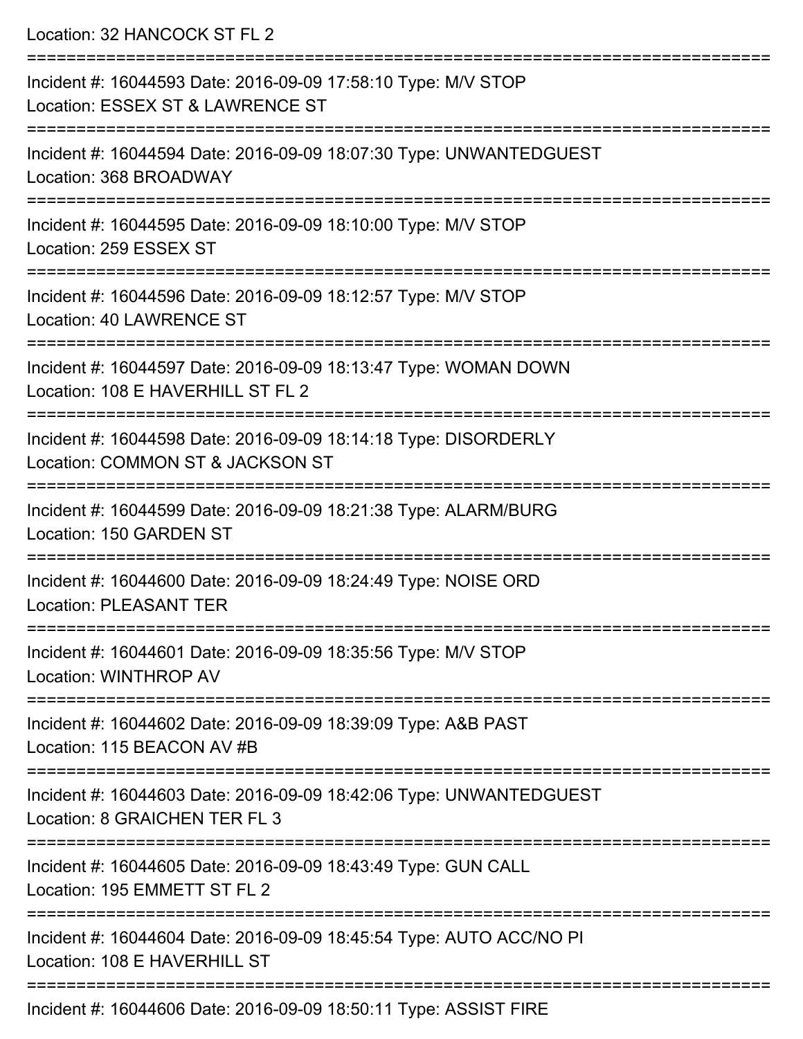Location: 32 HANCOCK ST FL 2

===========================================================================

Incident #: 16044593 Date: 2016-09-09 17:58:10 Type: M/V STOP
Location: ESSEX ST & LAWRENCE ST

===========================================================================

Incident #: 16044594 Date: 2016-09-09 18:07:30 Type: UNWANTEDGUEST
Location: 368 BROADWAY

===========================================================================

Incident #: 16044595 Date: 2016-09-09 18:10:00 Type: M/V STOP
Location: 259 ESSEX ST

===========================================================================

Incident #: 16044596 Date: 2016-09-09 18:12:57 Type: M/V STOP
Location: 40 LAWRENCE ST

===========================================================================

Incident #: 16044597 Date: 2016-09-09 18:13:47 Type: WOMAN DOWN
Location: 108 E HAVERHILL ST FL 2

===========================================================================

Incident #: 16044598 Date: 2016-09-09 18:14:18 Type: DISORDERLY
Location: COMMON ST & JACKSON ST

===========================================================================

Incident #: 16044599 Date: 2016-09-09 18:21:38 Type: ALARM/BURG
Location: 150 GARDEN ST

===========================================================================

Incident #: 16044600 Date: 2016-09-09 18:24:49 Type: NOISE ORD
Location: PLEASANT TER

===========================================================================

Incident #: 16044601 Date: 2016-09-09 18:35:56 Type: M/V STOP
Location: WINTHROP AV

===========================================================================

Incident #: 16044602 Date: 2016-09-09 18:39:09 Type: A&B PAST
Location: 115 BEACON AV #B

===========================================================================

Incident #: 16044603 Date: 2016-09-09 18:42:06 Type: UNWANTEDGUEST
Location: 8 GRAICHEN TER FL 3

===========================================================================

Incident #: 16044605 Date: 2016-09-09 18:43:49 Type: GUN CALL
Location: 195 EMMETT ST FL 2

===========================================================================

Incident #: 16044604 Date: 2016-09-09 18:45:54 Type: AUTO ACC/NO PI
Location: 108 E HAVERHILL ST

===========================================================================

Incident #: 16044606 Date: 2016-09-09 18:50:11 Type: ASSIST FIRE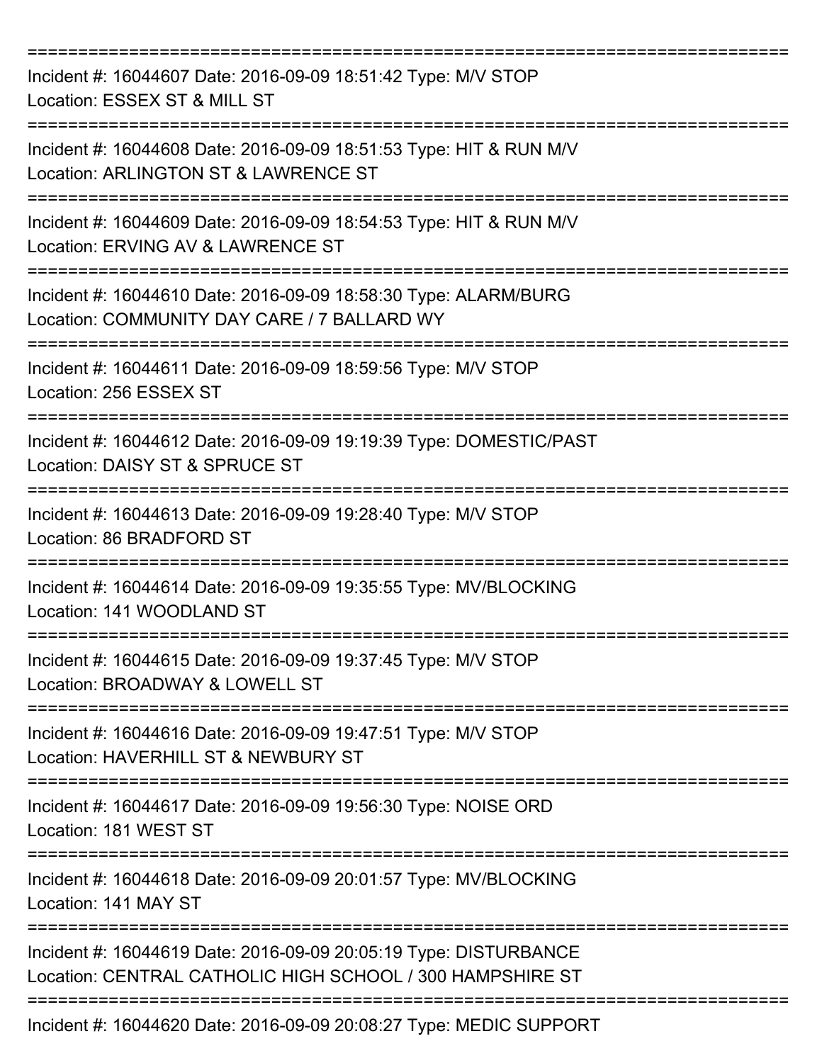===========================================================================

Incident #: 16044607 Date: 2016-09-09 18:51:42 Type: M/V STOP
Location: ESSEX ST & MILL ST

===========================================================================

Incident #: 16044608 Date: 2016-09-09 18:51:53 Type: HIT & RUN M/V
Location: ARLINGTON ST & LAWRENCE ST

===========================================================================

Incident #: 16044609 Date: 2016-09-09 18:54:53 Type: HIT & RUN M/V
Location: ERVING AV & LAWRENCE ST

===========================================================================

Incident #: 16044610 Date: 2016-09-09 18:58:30 Type: ALARM/BURG
Location: COMMUNITY DAY CARE / 7 BALLARD WY

===========================================================================

Incident #: 16044611 Date: 2016-09-09 18:59:56 Type: M/V STOP
Location: 256 ESSEX ST

===========================================================================

Incident #: 16044612 Date: 2016-09-09 19:19:39 Type: DOMESTIC/PAST
Location: DAISY ST & SPRUCE ST

===========================================================================

Incident #: 16044613 Date: 2016-09-09 19:28:40 Type: M/V STOP
Location: 86 BRADFORD ST

===========================================================================

Incident #: 16044614 Date: 2016-09-09 19:35:55 Type: MV/BLOCKING
Location: 141 WOODLAND ST

===========================================================================

Incident #: 16044615 Date: 2016-09-09 19:37:45 Type: M/V STOP
Location: BROADWAY & LOWELL ST

===========================================================================

Incident #: 16044616 Date: 2016-09-09 19:47:51 Type: M/V STOP
Location: HAVERHILL ST & NEWBURY ST

===========================================================================

Incident #: 16044617 Date: 2016-09-09 19:56:30 Type: NOISE ORD
Location: 181 WEST ST

===========================================================================

Incident #: 16044618 Date: 2016-09-09 20:01:57 Type: MV/BLOCKING
Location: 141 MAY ST

===========================================================================

Incident #: 16044619 Date: 2016-09-09 20:05:19 Type: DISTURBANCE
Location: CENTRAL CATHOLIC HIGH SCHOOL / 300 HAMPSHIRE ST

===========================================================================

Incident #: 16044620 Date: 2016-09-09 20:08:27 Type: MEDIC SUPPORT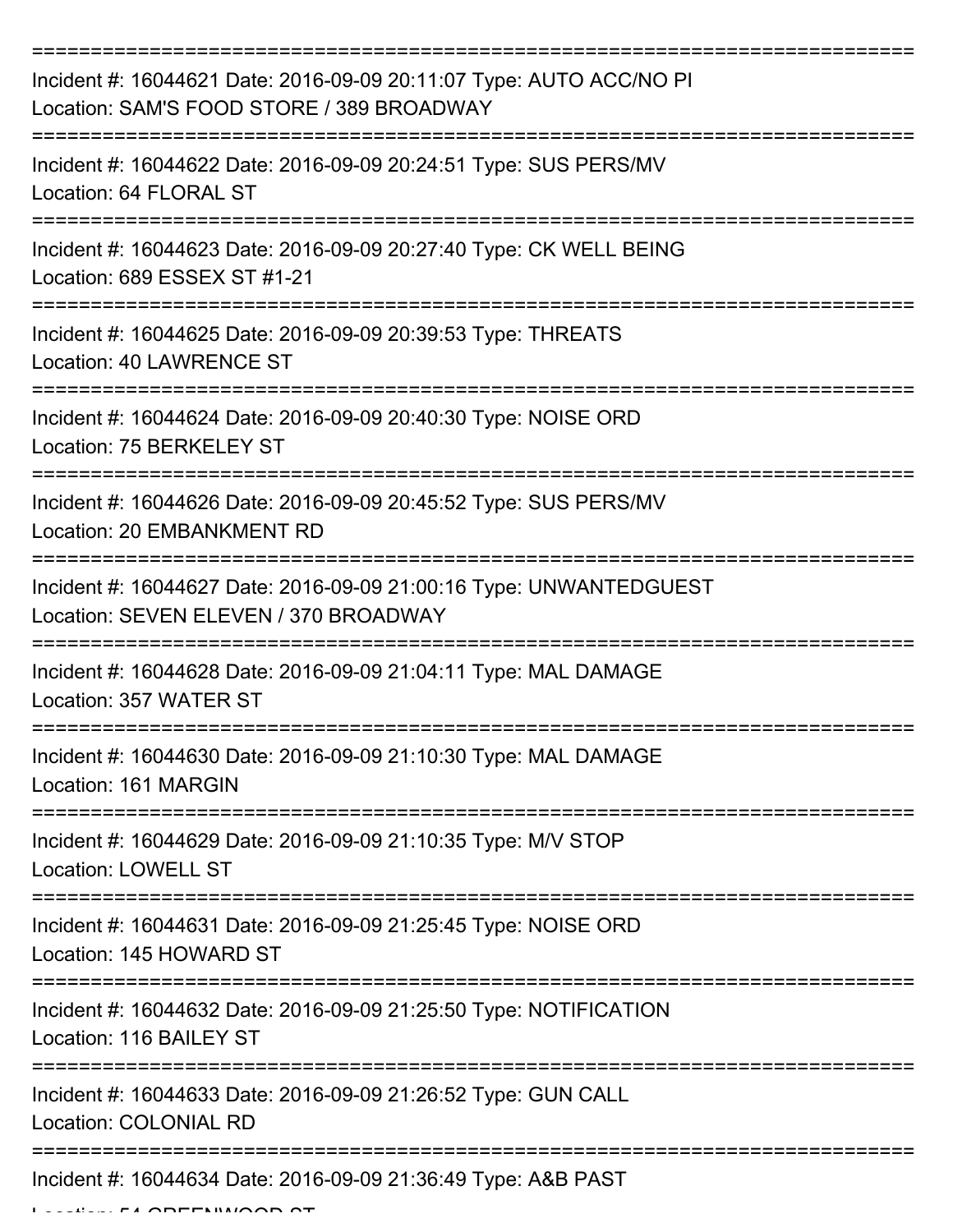===========================================================================

Incident #: 16044621 Date: 2016-09-09 20:11:07 Type: AUTO ACC/NO PI
Location: SAM'S FOOD STORE / 389 BROADWAY

===========================================================================

Incident #: 16044622 Date: 2016-09-09 20:24:51 Type: SUS PERS/MV
Location: 64 FLORAL ST

===========================================================================

Incident #: 16044623 Date: 2016-09-09 20:27:40 Type: CK WELL BEING
Location: 689 ESSEX ST #1-21

===========================================================================

Incident #: 16044625 Date: 2016-09-09 20:39:53 Type: THREATS
Location: 40 LAWRENCE ST

===========================================================================

Incident #: 16044624 Date: 2016-09-09 20:40:30 Type: NOISE ORD
Location: 75 BERKELEY ST

===========================================================================

Incident #: 16044626 Date: 2016-09-09 20:45:52 Type: SUS PERS/MV
Location: 20 EMBANKMENT RD

===========================================================================

Incident #: 16044627 Date: 2016-09-09 21:00:16 Type: UNWANTEDGUEST
Location: SEVEN ELEVEN / 370 BROADWAY

===========================================================================

Incident #: 16044628 Date: 2016-09-09 21:04:11 Type: MAL DAMAGE
Location: 357 WATER ST

===========================================================================

Incident #: 16044630 Date: 2016-09-09 21:10:30 Type: MAL DAMAGE
Location: 161 MARGIN

===========================================================================

Incident #: 16044629 Date: 2016-09-09 21:10:35 Type: M/V STOP
Location: LOWELL ST

===========================================================================

Incident #: 16044631 Date: 2016-09-09 21:25:45 Type: NOISE ORD
Location: 145 HOWARD ST

===========================================================================

Incident #: 16044632 Date: 2016-09-09 21:25:50 Type: NOTIFICATION
Location: 116 BAILEY ST

===========================================================================

Incident #: 16044633 Date: 2016-09-09 21:26:52 Type: GUN CALL
Location: COLONIAL RD

===========================================================================

Incident #: 16044634 Date: 2016-09-09 21:36:49 Type: A&B PAST
Location: 54 GREENWOOD ST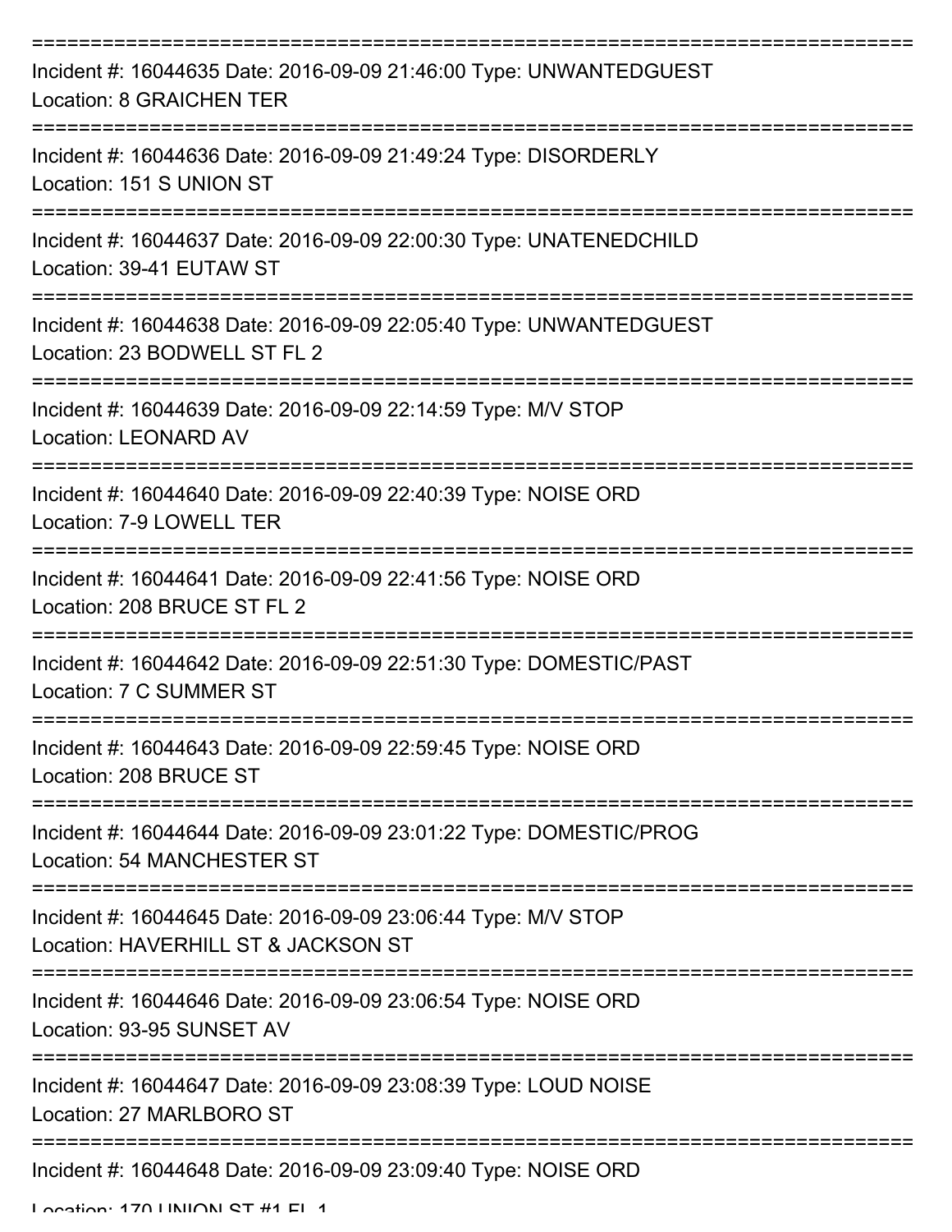===========================================================================

Incident #: 16044635 Date: 2016-09-09 21:46:00 Type: UNWANTEDGUEST
Location: 8 GRAICHEN TER

===========================================================================

Incident #: 16044636 Date: 2016-09-09 21:49:24 Type: DISORDERLY
Location: 151 S UNION ST

===========================================================================

Incident #: 16044637 Date: 2016-09-09 22:00:30 Type: UNATENEDCHILD
Location: 39-41 EUTAW ST

===========================================================================

Incident #: 16044638 Date: 2016-09-09 22:05:40 Type: UNWANTEDGUEST
Location: 23 BODWELL ST FL 2

===========================================================================

Incident #: 16044639 Date: 2016-09-09 22:14:59 Type: M/V STOP
Location: LEONARD AV

===========================================================================

Incident #: 16044640 Date: 2016-09-09 22:40:39 Type: NOISE ORD
Location: 7-9 LOWELL TER

===========================================================================

Incident #: 16044641 Date: 2016-09-09 22:41:56 Type: NOISE ORD
Location: 208 BRUCE ST FL 2

===========================================================================

Incident #: 16044642 Date: 2016-09-09 22:51:30 Type: DOMESTIC/PAST
Location: 7 C SUMMER ST

===========================================================================

Incident #: 16044643 Date: 2016-09-09 22:59:45 Type: NOISE ORD
Location: 208 BRUCE ST

===========================================================================

Incident #: 16044644 Date: 2016-09-09 23:01:22 Type: DOMESTIC/PROG
Location: 54 MANCHESTER ST

===========================================================================

Incident #: 16044645 Date: 2016-09-09 23:06:44 Type: M/V STOP
Location: HAVERHILL ST & JACKSON ST

===========================================================================

Incident #: 16044646 Date: 2016-09-09 23:06:54 Type: NOISE ORD
Location: 93-95 SUNSET AV

===========================================================================

Incident #: 16044647 Date: 2016-09-09 23:08:39 Type: LOUD NOISE
Location: 27 MARLBORO ST

===========================================================================

Incident #: 16044648 Date: 2016-09-09 23:09:40 Type: NOISE ORD
Location: 170 UNION ST #1 FL 1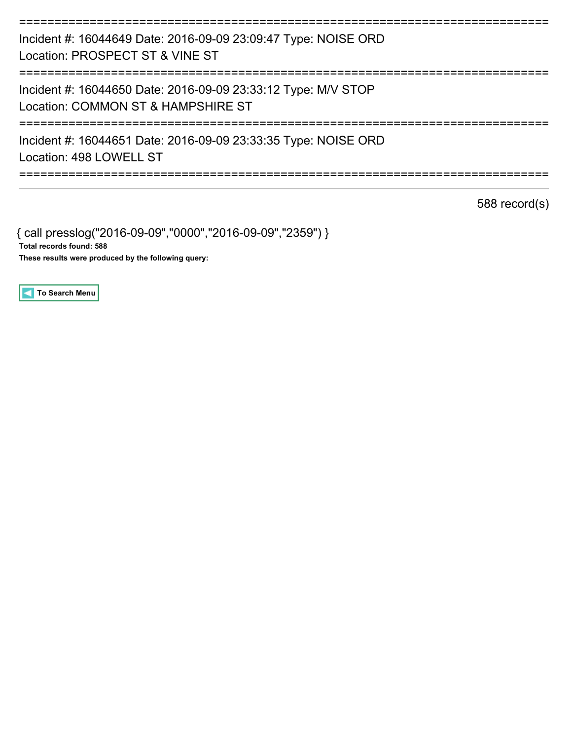===========================================================================

Incident #: 16044649 Date: 2016-09-09 23:09:47 Type: NOISE ORD

Location: PROSPECT ST & VINE ST

===========================================================================

Incident #: 16044650 Date: 2016-09-09 23:33:12 Type: M/V STOP

Location: COMMON ST & HAMPSHIRE ST

===========================================================================

Incident #: 16044651 Date: 2016-09-09 23:33:35 Type: NOISE ORD

Location: 498 LOWELL ST

===========================================================================

588 record(s)

{ call presslog("2016-09-09","0000","2016-09-09","2359") }

**Total records found: 588**

**These results were produced by the following query:**

**To Search Menu**